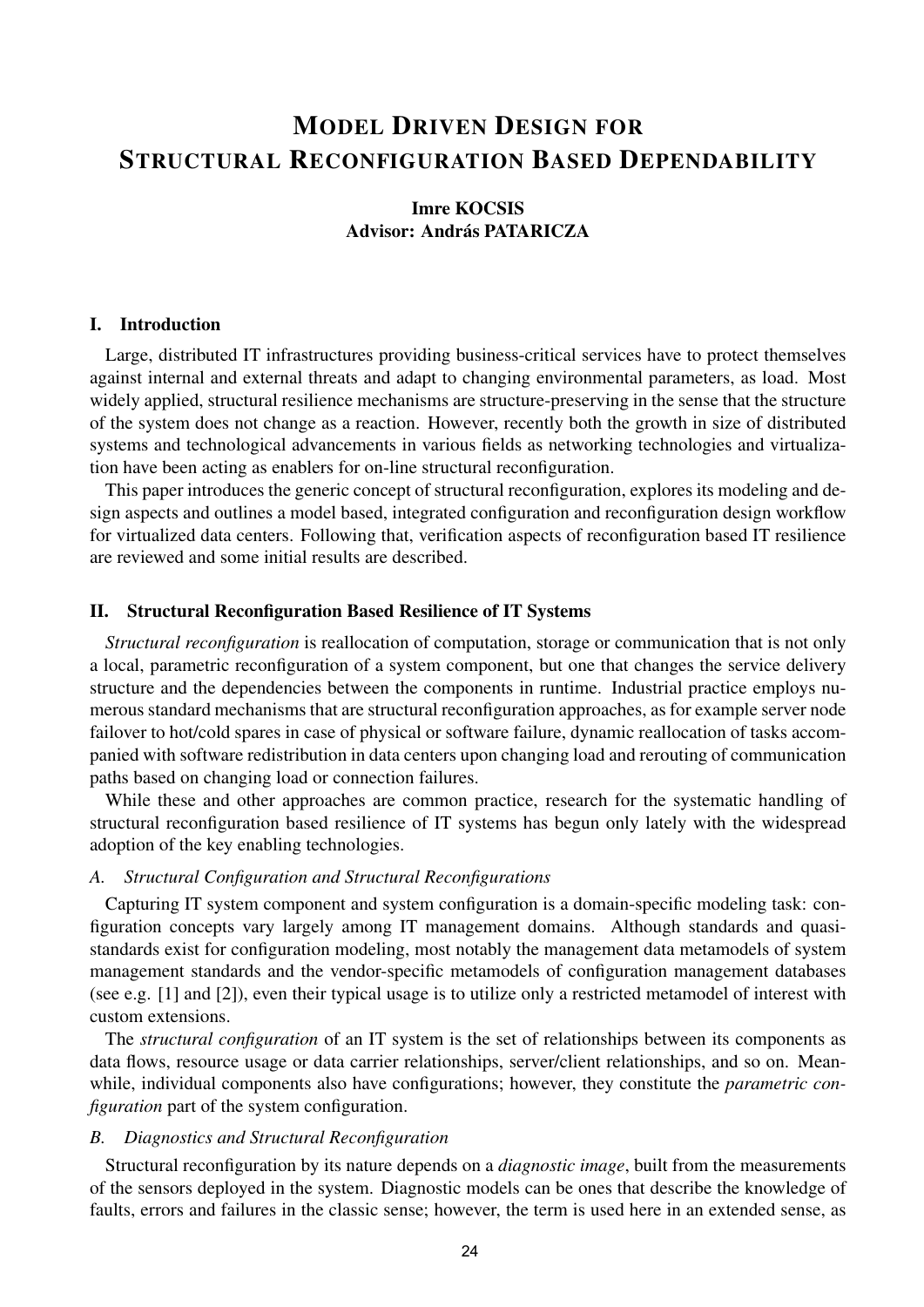# MODEL DRIVEN DESIGN FOR STRUCTURAL RECONFIGURATION BASED DEPENDABILITY

**Imre KOCSIS**
**Advisor: András PATARICZA**

## I. Introduction

Large, distributed IT infrastructures providing business-critical services have to protect themselves against internal and external threats and adapt to changing environmental parameters, as load. Most widely applied, structural resilience mechanisms are structure-preserving in the sense that the structure of the system does not change as a reaction. However, recently both the growth in size of distributed systems and technological advancements in various fields as networking technologies and virtualization have been acting as enablers for on-line structural reconfiguration.

This paper introduces the generic concept of structural reconfiguration, explores its modeling and design aspects and outlines a model based, integrated configuration and reconfiguration design workflow for virtualized data centers. Following that, verification aspects of reconfiguration based IT resilience are reviewed and some initial results are described.

## II. Structural Reconfiguration Based Resilience of IT Systems

*Structural reconfiguration* is reallocation of computation, storage or communication that is not only a local, parametric reconfiguration of a system component, but one that changes the service delivery structure and the dependencies between the components in runtime. Industrial practice employs numerous standard mechanisms that are structural reconfiguration approaches, as for example server node failover to hot/cold spares in case of physical or software failure, dynamic reallocation of tasks accompanied with software redistribution in data centers upon changing load and rerouting of communication paths based on changing load or connection failures.

While these and other approaches are common practice, research for the systematic handling of structural reconfiguration based resilience of IT systems has begun only lately with the widespread adoption of the key enabling technologies.

### A. Structural Configuration and Structural Reconfigurations

Capturing IT system component and system configuration is a domain-specific modeling task: configuration concepts vary largely among IT management domains. Although standards and quasi-standards exist for configuration modeling, most notably the management data metamodels of system management standards and the vendor-specific metamodels of configuration management databases (see e.g. [1] and [2]), even their typical usage is to utilize only a restricted metamodel of interest with custom extensions.

The *structural configuration* of an IT system is the set of relationships between its components as data flows, resource usage or data carrier relationships, server/client relationships, and so on. Meanwhile, individual components also have configurations; however, they constitute the *parametric configuration* part of the system configuration.

### B. Diagnostics and Structural Reconfiguration

Structural reconfiguration by its nature depends on a *diagnostic image*, built from the measurements of the sensors deployed in the system. Diagnostic models can be ones that describe the knowledge of faults, errors and failures in the classic sense; however, the term is used here in an extended sense, as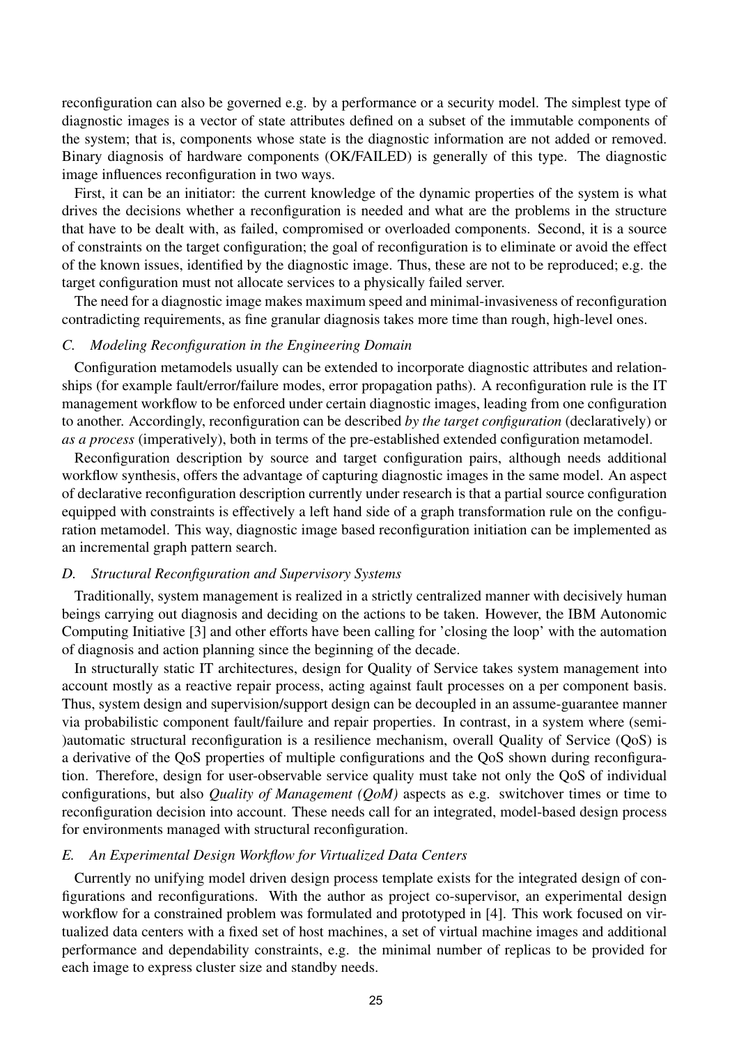reconfiguration can also be governed e.g. by a performance or a security model. The simplest type of diagnostic images is a vector of state attributes defined on a subset of the immutable components of the system; that is, components whose state is the diagnostic information are not added or removed. Binary diagnosis of hardware components (OK/FAILED) is generally of this type. The diagnostic image influences reconfiguration in two ways.

First, it can be an initiator: the current knowledge of the dynamic properties of the system is what drives the decisions whether a reconfiguration is needed and what are the problems in the structure that have to be dealt with, as failed, compromised or overloaded components. Second, it is a source of constraints on the target configuration; the goal of reconfiguration is to eliminate or avoid the effect of the known issues, identified by the diagnostic image. Thus, these are not to be reproduced; e.g. the target configuration must not allocate services to a physically failed server.

The need for a diagnostic image makes maximum speed and minimal-invasiveness of reconfiguration contradicting requirements, as fine granular diagnosis takes more time than rough, high-level ones.

### C. Modeling Reconfiguration in the Engineering Domain

Configuration metamodels usually can be extended to incorporate diagnostic attributes and relationships (for example fault/error/failure modes, error propagation paths). A reconfiguration rule is the IT management workflow to be enforced under certain diagnostic images, leading from one configuration to another. Accordingly, reconfiguration can be described *by the target configuration* (declaratively) or *as a process* (imperatively), both in terms of the pre-established extended configuration metamodel.

Reconfiguration description by source and target configuration pairs, although needs additional workflow synthesis, offers the advantage of capturing diagnostic images in the same model. An aspect of declarative reconfiguration description currently under research is that a partial source configuration equipped with constraints is effectively a left hand side of a graph transformation rule on the configuration metamodel. This way, diagnostic image based reconfiguration initiation can be implemented as an incremental graph pattern search.

### D. Structural Reconfiguration and Supervisory Systems

Traditionally, system management is realized in a strictly centralized manner with decisively human beings carrying out diagnosis and deciding on the actions to be taken. However, the IBM Autonomic Computing Initiative [3] and other efforts have been calling for 'closing the loop' with the automation of diagnosis and action planning since the beginning of the decade.

In structurally static IT architectures, design for Quality of Service takes system management into account mostly as a reactive repair process, acting against fault processes on a per component basis. Thus, system design and supervision/support design can be decoupled in an assume-guarantee manner via probabilistic component fault/failure and repair properties. In contrast, in a system where (semi-)automatic structural reconfiguration is a resilience mechanism, overall Quality of Service (QoS) is a derivative of the QoS properties of multiple configurations and the QoS shown during reconfiguration. Therefore, design for user-observable service quality must take not only the QoS of individual configurations, but also *Quality of Management (QoM)* aspects as e.g. switchover times or time to reconfiguration decision into account. These needs call for an integrated, model-based design process for environments managed with structural reconfiguration.

### E. An Experimental Design Workflow for Virtualized Data Centers

Currently no unifying model driven design process template exists for the integrated design of configurations and reconfigurations. With the author as project co-supervisor, an experimental design workflow for a constrained problem was formulated and prototyped in [4]. This work focused on virtualized data centers with a fixed set of host machines, a set of virtual machine images and additional performance and dependability constraints, e.g. the minimal number of replicas to be provided for each image to express cluster size and standby needs.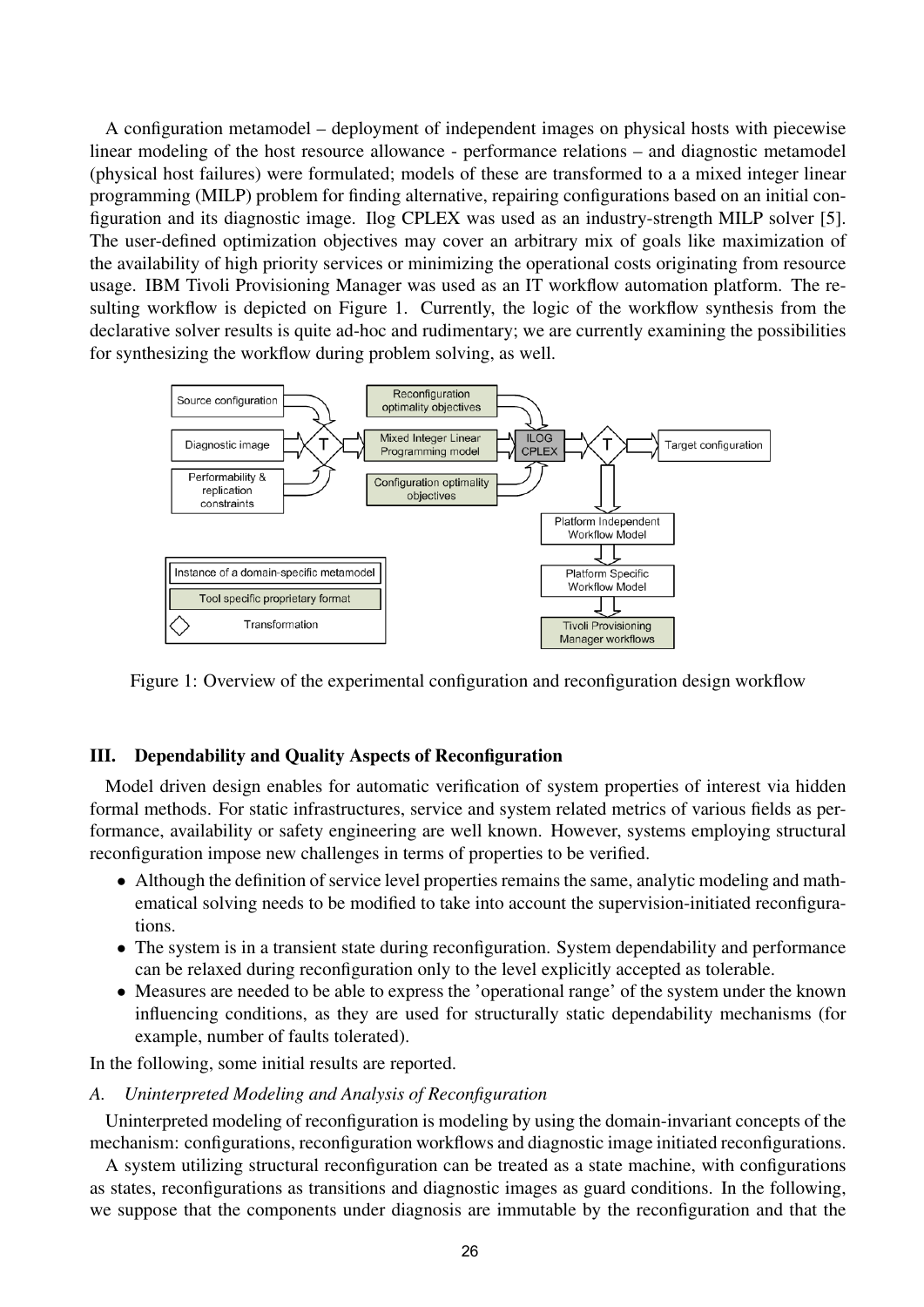A configuration metamodel – deployment of independent images on physical hosts with piecewise linear modeling of the host resource allowance - performance relations – and diagnostic metamodel (physical host failures) were formulated; models of these are transformed to a a mixed integer linear programming (MILP) problem for finding alternative, repairing configurations based on an initial configuration and its diagnostic image. Ilog CPLEX was used as an industry-strength MILP solver [5]. The user-defined optimization objectives may cover an arbitrary mix of goals like maximization of the availability of high priority services or minimizing the operational costs originating from resource usage. IBM Tivoli Provisioning Manager was used as an IT workflow automation platform. The resulting workflow is depicted on Figure 1. Currently, the logic of the workflow synthesis from the declarative solver results is quite ad-hoc and rudimentary; we are currently examining the possibilities for synthesizing the workflow during problem solving, as well.

Figure 1: Overview of the experimental configuration and reconfiguration design workflow

## III. Dependability and Quality Aspects of Reconfiguration

Model driven design enables for automatic verification of system properties of interest via hidden formal methods. For static infrastructures, service and system related metrics of various fields as performance, availability or safety engineering are well known. However, systems employing structural reconfiguration impose new challenges in terms of properties to be verified.

- Although the definition of service level properties remains the same, analytic modeling and mathematical solving needs to be modified to take into account the supervision-initiated reconfigurations.
- The system is in a transient state during reconfiguration. System dependability and performance can be relaxed during reconfiguration only to the level explicitly accepted as tolerable.
- Measures are needed to be able to express the 'operational range' of the system under the known influencing conditions, as they are used for structurally static dependability mechanisms (for example, number of faults tolerated).

In the following, some initial results are reported.

### *A. Uninterpreted Modeling and Analysis of Reconfiguration*

Uninterpreted modeling of reconfiguration is modeling by using the domain-invariant concepts of the mechanism: configurations, reconfiguration workflows and diagnostic image initiated reconfigurations.

A system utilizing structural reconfiguration can be treated as a state machine, with configurations as states, reconfigurations as transitions and diagnostic images as guard conditions. In the following, we suppose that the components under diagnosis are immutable by the reconfiguration and that the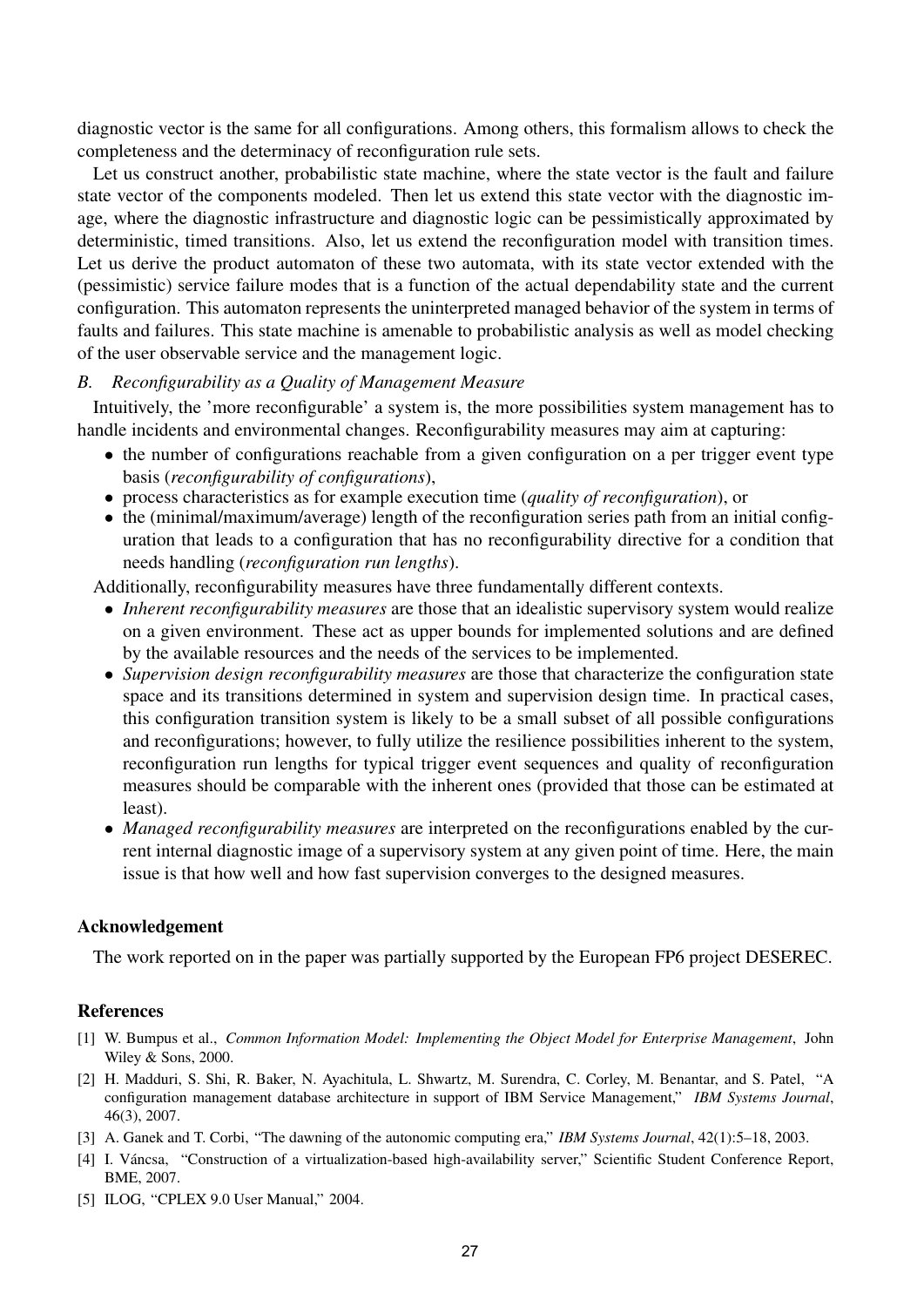diagnostic vector is the same for all configurations. Among others, this formalism allows to check the completeness and the determinacy of reconfiguration rule sets.

Let us construct another, probabilistic state machine, where the state vector is the fault and failure state vector of the components modeled. Then let us extend this state vector with the diagnostic image, where the diagnostic infrastructure and diagnostic logic can be pessimistically approximated by deterministic, timed transitions. Also, let us extend the reconfiguration model with transition times. Let us derive the product automaton of these two automata, with its state vector extended with the (pessimistic) service failure modes that is a function of the actual dependability state and the current configuration. This automaton represents the uninterpreted managed behavior of the system in terms of faults and failures. This state machine is amenable to probabilistic analysis as well as model checking of the user observable service and the management logic.

### *B. Reconfigurability as a Quality of Management Measure*

Intuitively, the 'more reconfigurable' a system is, the more possibilities system management has to handle incidents and environmental changes. Reconfigurability measures may aim at capturing:

- the number of configurations reachable from a given configuration on a per trigger event type basis (*reconfigurability of configurations*),
- process characteristics as for example execution time (*quality of reconfiguration*), or
- the (minimal/maximum/average) length of the reconfiguration series path from an initial configuration that leads to a configuration that has no reconfigurability directive for a condition that needs handling (*reconfiguration run lengths*).

Additionally, reconfigurability measures have three fundamentally different contexts.

- *Inherent reconfigurability measures* are those that an idealistic supervisory system would realize on a given environment. These act as upper bounds for implemented solutions and are defined by the available resources and the needs of the services to be implemented.
- *Supervision design reconfigurability measures* are those that characterize the configuration state space and its transitions determined in system and supervision design time. In practical cases, this configuration transition system is likely to be a small subset of all possible configurations and reconfigurations; however, to fully utilize the resilience possibilities inherent to the system, reconfiguration run lengths for typical trigger event sequences and quality of reconfiguration measures should be comparable with the inherent ones (provided that those can be estimated at least).
- *Managed reconfigurability measures* are interpreted on the reconfigurations enabled by the current internal diagnostic image of a supervisory system at any given point of time. Here, the main issue is that how well and how fast supervision converges to the designed measures.

## Acknowledgement

The work reported on in the paper was partially supported by the European FP6 project DESEREC.

## References

[1] W. Bumpus et al., *Common Information Model: Implementing the Object Model for Enterprise Management*, John Wiley & Sons, 2000.

[2] H. Madduri, S. Shi, R. Baker, N. Ayachitula, L. Shwartz, M. Surendra, C. Corley, M. Benantar, and S. Patel, "A configuration management database architecture in support of IBM Service Management," *IBM Systems Journal*, 46(3), 2007.

[3] A. Ganek and T. Corbi, "The dawning of the autonomic computing era," *IBM Systems Journal*, 42(1):5–18, 2003.

[4] I. Váncsa, "Construction of a virtualization-based high-availability server," Scientific Student Conference Report, BME, 2007.

[5] ILOG, "CPLEX 9.0 User Manual," 2004.